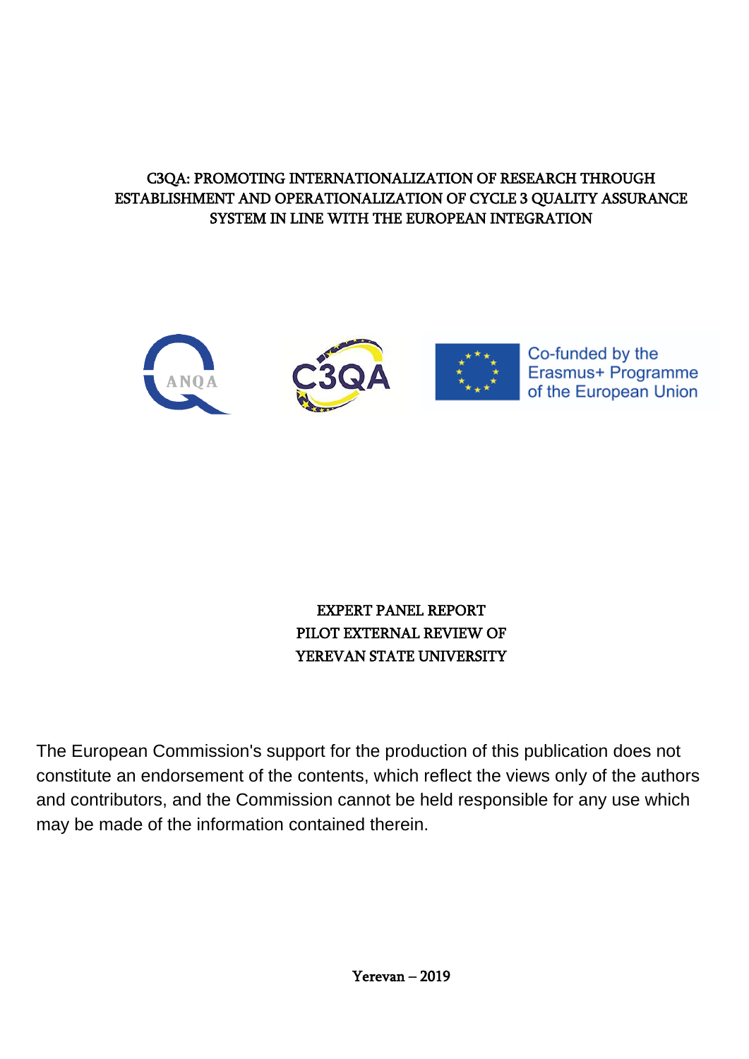C3QA: PROMOTING INTERNATIONALIZATION OF RESEARCH THROUGH ESTABLISHMENT AND OPERATIONALIZATION OF CYCLE 3 QUALITY ASSURANCE SYSTEM IN LINE WITH THE EUROPEAN INTEGRATION

ANQA

C3QA

Co-funded by the Erasmus+ Programme of the European Union

# EXPERT PANEL REPORT
# PILOT EXTERNAL REVIEW OF
# YEREVAN STATE UNIVERSITY

The European Commission's support for the production of this publication does not constitute an endorsement of the contents, which reflect the views only of the authors and contributors, and the Commission cannot be held responsible for any use which may be made of the information contained therein.

**Yerevan – 2019**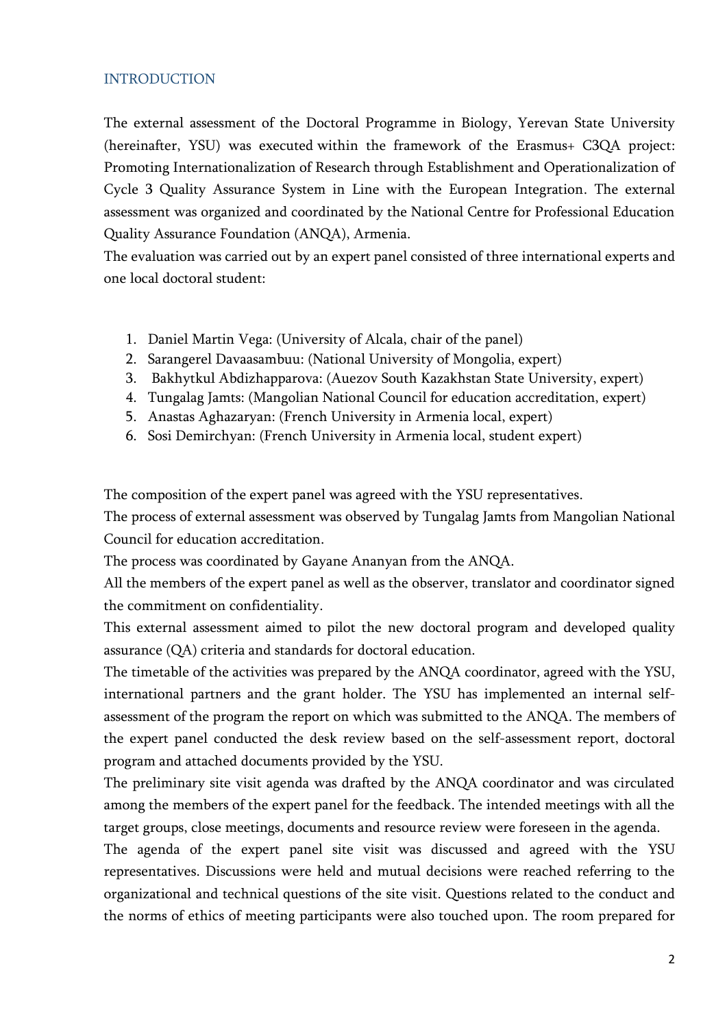## INTRODUCTION

The external assessment of the Doctoral Programme in Biology, Yerevan State University (hereinafter, YSU) was executed within the framework of the Erasmus+ C3QA project: Promoting Internationalization of Research through Establishment and Operationalization of Cycle 3 Quality Assurance System in Line with the European Integration. The external assessment was organized and coordinated by the National Centre for Professional Education Quality Assurance Foundation (ANQA), Armenia.

The evaluation was carried out by an expert panel consisted of three international experts and one local doctoral student:

1. Daniel Martin Vega: (University of Alcala, chair of the panel)
2. Sarangerel Davaasambuu: (National University of Mongolia, expert)
3. Bakhytkul Abdizhapparova: (Auezov South Kazakhstan State University, expert)
4. Tungalag Jamts: (Mangolian National Council for education accreditation, expert)
5. Anastas Aghazaryan: (French University in Armenia local, expert)
6. Sosi Demirchyan: (French University in Armenia local, student expert)

The composition of the expert panel was agreed with the YSU representatives.

The process of external assessment was observed by Tungalag Jamts from Mangolian National Council for education accreditation.

The process was coordinated by Gayane Ananyan from the ANQA.

All the members of the expert panel as well as the observer, translator and coordinator signed the commitment on confidentiality.

This external assessment aimed to pilot the new doctoral program and developed quality assurance (QA) criteria and standards for doctoral education.

The timetable of the activities was prepared by the ANQA coordinator, agreed with the YSU, international partners and the grant holder. The YSU has implemented an internal self-assessment of the program the report on which was submitted to the ANQA. The members of the expert panel conducted the desk review based on the self-assessment report, doctoral program and attached documents provided by the YSU.

The preliminary site visit agenda was drafted by the ANQA coordinator and was circulated among the members of the expert panel for the feedback. The intended meetings with all the target groups, close meetings, documents and resource review were foreseen in the agenda.

The agenda of the expert panel site visit was discussed and agreed with the YSU representatives. Discussions were held and mutual decisions were reached referring to the organizational and technical questions of the site visit. Questions related to the conduct and the norms of ethics of meeting participants were also touched upon. The room prepared for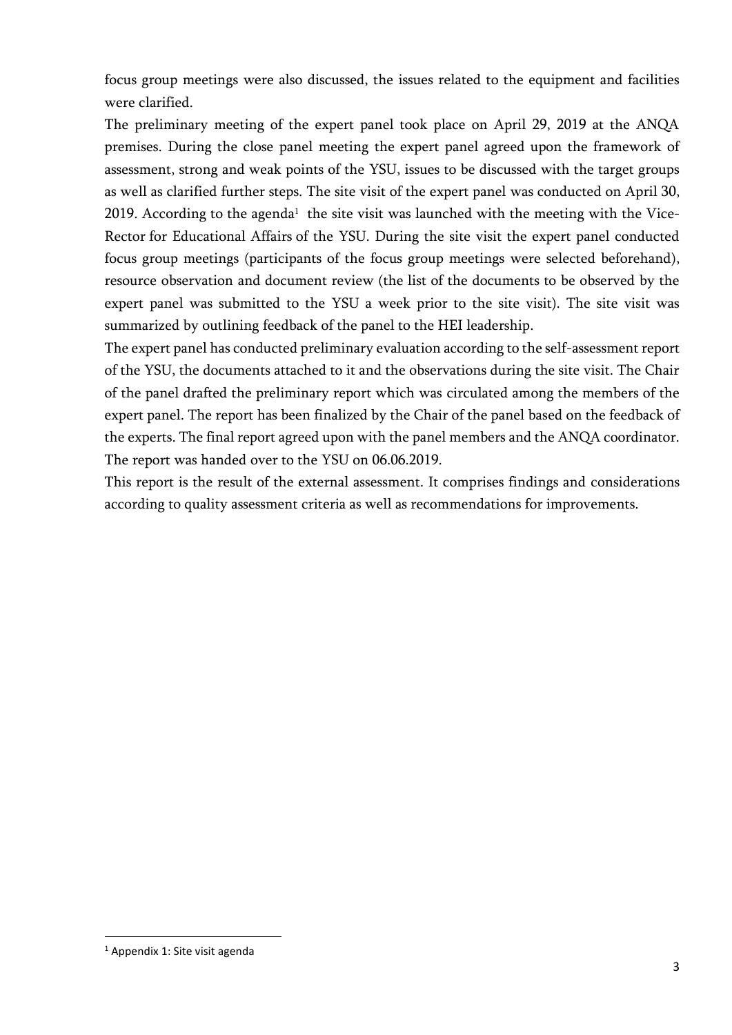focus group meetings were also discussed, the issues related to the equipment and facilities were clarified.

The preliminary meeting of the expert panel took place on April 29, 2019 at the ANQA premises. During the close panel meeting the expert panel agreed upon the framework of assessment, strong and weak points of the YSU, issues to be discussed with the target groups as well as clarified further steps. The site visit of the expert panel was conducted on April 30, 2019. According to the agenda[1] the site visit was launched with the meeting with the Vice-Rector for Educational Affairs of the YSU. During the site visit the expert panel conducted focus group meetings (participants of the focus group meetings were selected beforehand), resource observation and document review (the list of the documents to be observed by the expert panel was submitted to the YSU a week prior to the site visit). The site visit was summarized by outlining feedback of the panel to the HEI leadership.

The expert panel has conducted preliminary evaluation according to the self-assessment report of the YSU, the documents attached to it and the observations during the site visit. The Chair of the panel drafted the preliminary report which was circulated among the members of the expert panel. The report has been finalized by the Chair of the panel based on the feedback of the experts. The final report agreed upon with the panel members and the ANQA coordinator. The report was handed over to the YSU on 06.06.2019.

This report is the result of the external assessment. It comprises findings and considerations according to quality assessment criteria as well as recommendations for improvements.

[1] Appendix 1: Site visit agenda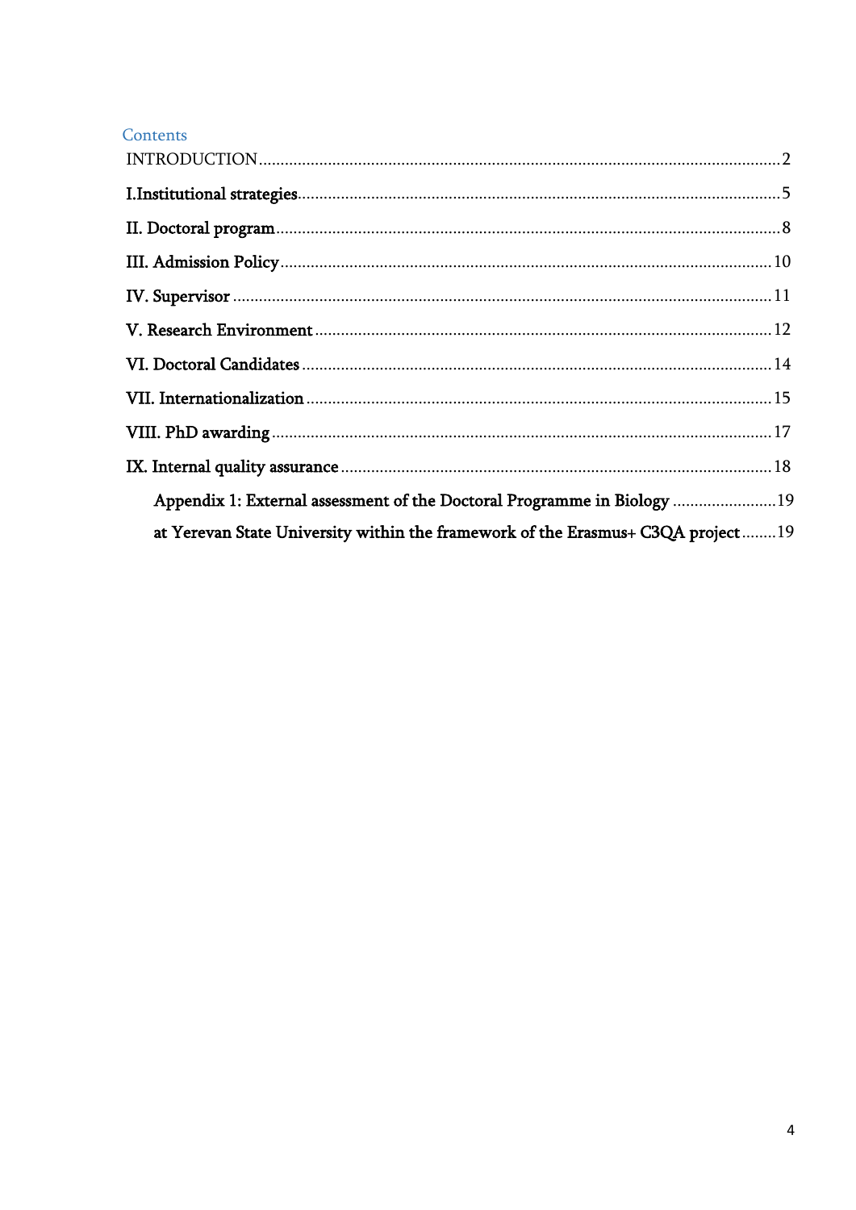## Contents

INTRODUCTION .......... 2

I.Institutional strategies .......... 5

II. Doctoral program .......... 8

III. Admission Policy .......... 10

IV. Supervisor .......... 11

V. Research Environment .......... 12

VI. Doctoral Candidates .......... 14

VII. Internationalization .......... 15

VIII. PhD awarding .......... 17

IX. Internal quality assurance .......... 18

- Appendix 1: External assessment of the Doctoral Programme in Biology .......... 19
- at Yerevan State University within the framework of the Erasmus+ C3QA project .......... 19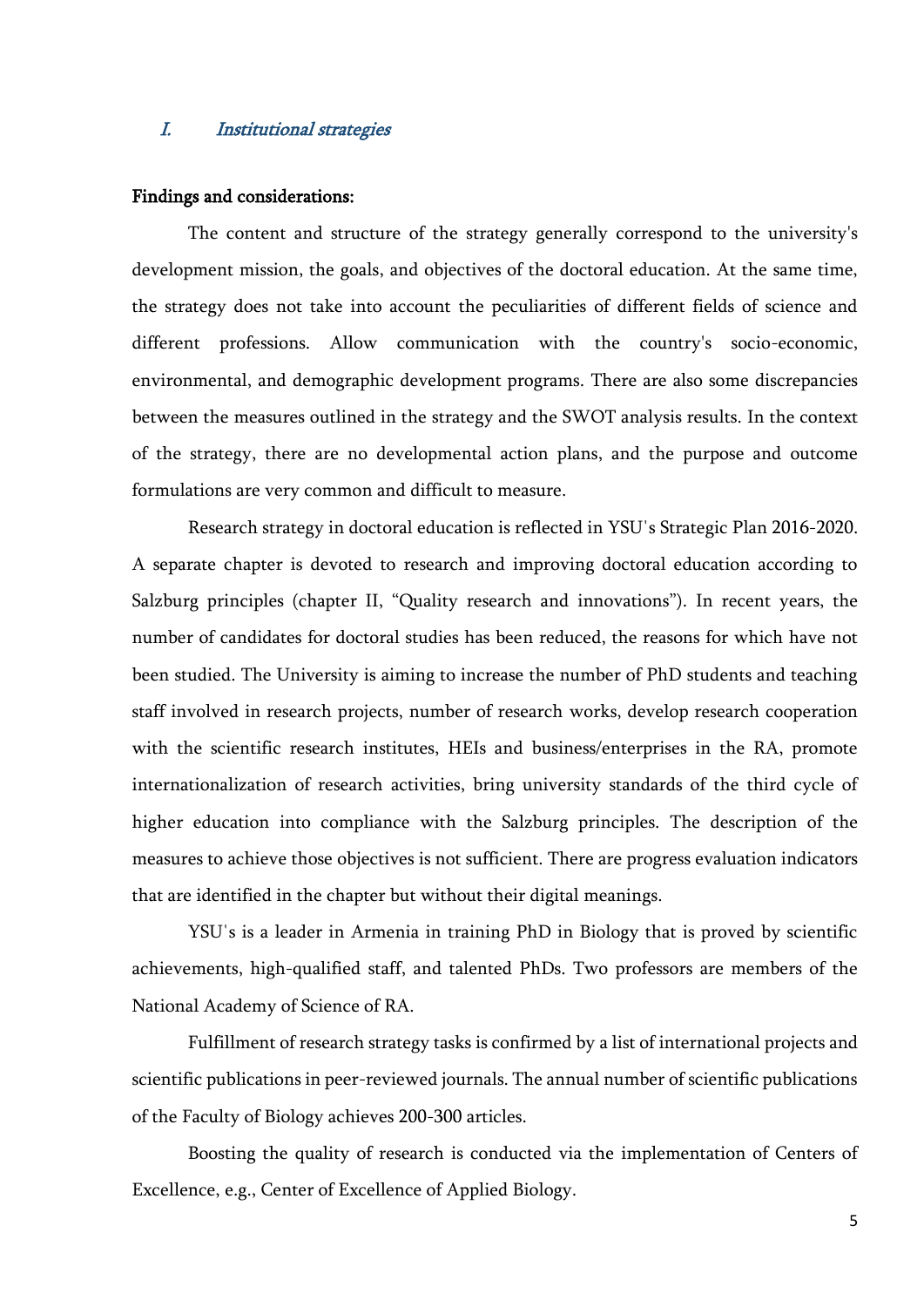## I. *Institutional strategies*

**Findings and considerations:**

The content and structure of the strategy generally correspond to the university's development mission, the goals, and objectives of the doctoral education. At the same time, the strategy does not take into account the peculiarities of different fields of science and different professions. Allow communication with the country's socio-economic, environmental, and demographic development programs. There are also some discrepancies between the measures outlined in the strategy and the SWOT analysis results. In the context of the strategy, there are no developmental action plans, and the purpose and outcome formulations are very common and difficult to measure.

Research strategy in doctoral education is reflected in YSU's Strategic Plan 2016-2020. A separate chapter is devoted to research and improving doctoral education according to Salzburg principles (chapter II, "Quality research and innovations"). In recent years, the number of candidates for doctoral studies has been reduced, the reasons for which have not been studied. The University is aiming to increase the number of PhD students and teaching staff involved in research projects, number of research works, develop research cooperation with the scientific research institutes, HEIs and business/enterprises in the RA, promote internationalization of research activities, bring university standards of the third cycle of higher education into compliance with the Salzburg principles. The description of the measures to achieve those objectives is not sufficient. There are progress evaluation indicators that are identified in the chapter but without their digital meanings.

YSU's is a leader in Armenia in training PhD in Biology that is proved by scientific achievements, high-qualified staff, and talented PhDs. Two professors are members of the National Academy of Science of RA.

Fulfillment of research strategy tasks is confirmed by a list of international projects and scientific publications in peer-reviewed journals. The annual number of scientific publications of the Faculty of Biology achieves 200-300 articles.

Boosting the quality of research is conducted via the implementation of Centers of Excellence, e.g., Center of Excellence of Applied Biology.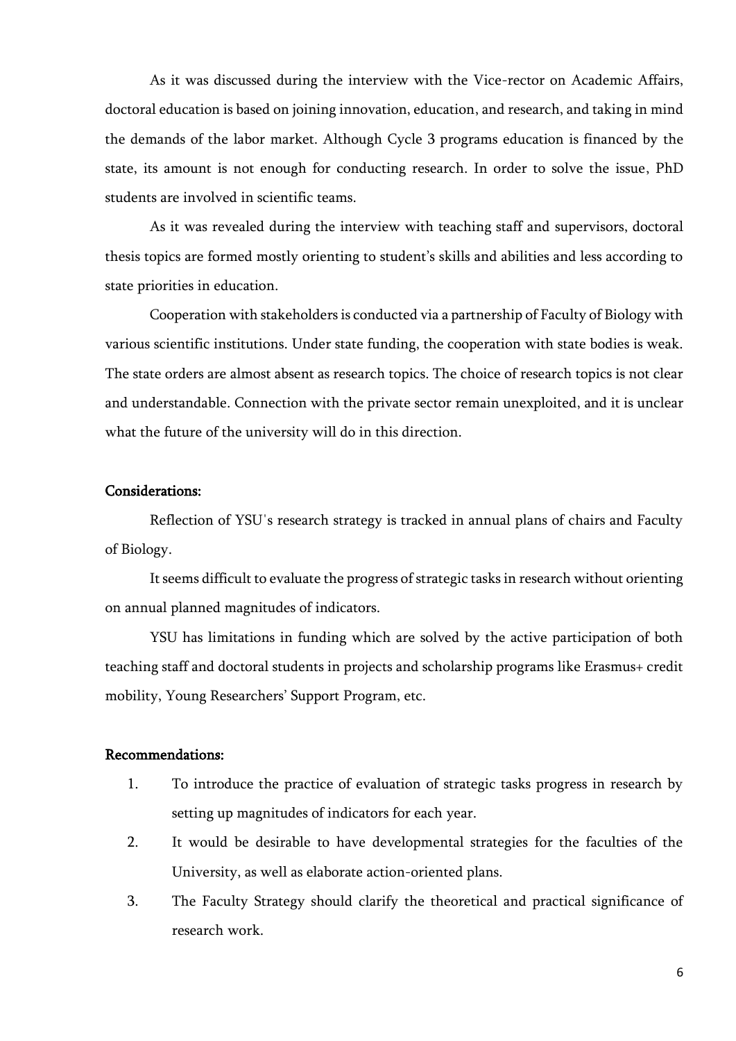As it was discussed during the interview with the Vice-rector on Academic Affairs, doctoral education is based on joining innovation, education, and research, and taking in mind the demands of the labor market. Although Cycle 3 programs education is financed by the state, its amount is not enough for conducting research. In order to solve the issue, PhD students are involved in scientific teams.

As it was revealed during the interview with teaching staff and supervisors, doctoral thesis topics are formed mostly orienting to student's skills and abilities and less according to state priorities in education.

Cooperation with stakeholders is conducted via a partnership of Faculty of Biology with various scientific institutions. Under state funding, the cooperation with state bodies is weak. The state orders are almost absent as research topics. The choice of research topics is not clear and understandable. Connection with the private sector remain unexploited, and it is unclear what the future of the university will do in this direction.

**Considerations:**

Reflection of YSU's research strategy is tracked in annual plans of chairs and Faculty of Biology.

It seems difficult to evaluate the progress of strategic tasks in research without orienting on annual planned magnitudes of indicators.

YSU has limitations in funding which are solved by the active participation of both teaching staff and doctoral students in projects and scholarship programs like Erasmus+ credit mobility, Young Researchers' Support Program, etc.

**Recommendations:**

1. To introduce the practice of evaluation of strategic tasks progress in research by setting up magnitudes of indicators for each year.
2. It would be desirable to have developmental strategies for the faculties of the University, as well as elaborate action-oriented plans.
3. The Faculty Strategy should clarify the theoretical and practical significance of research work.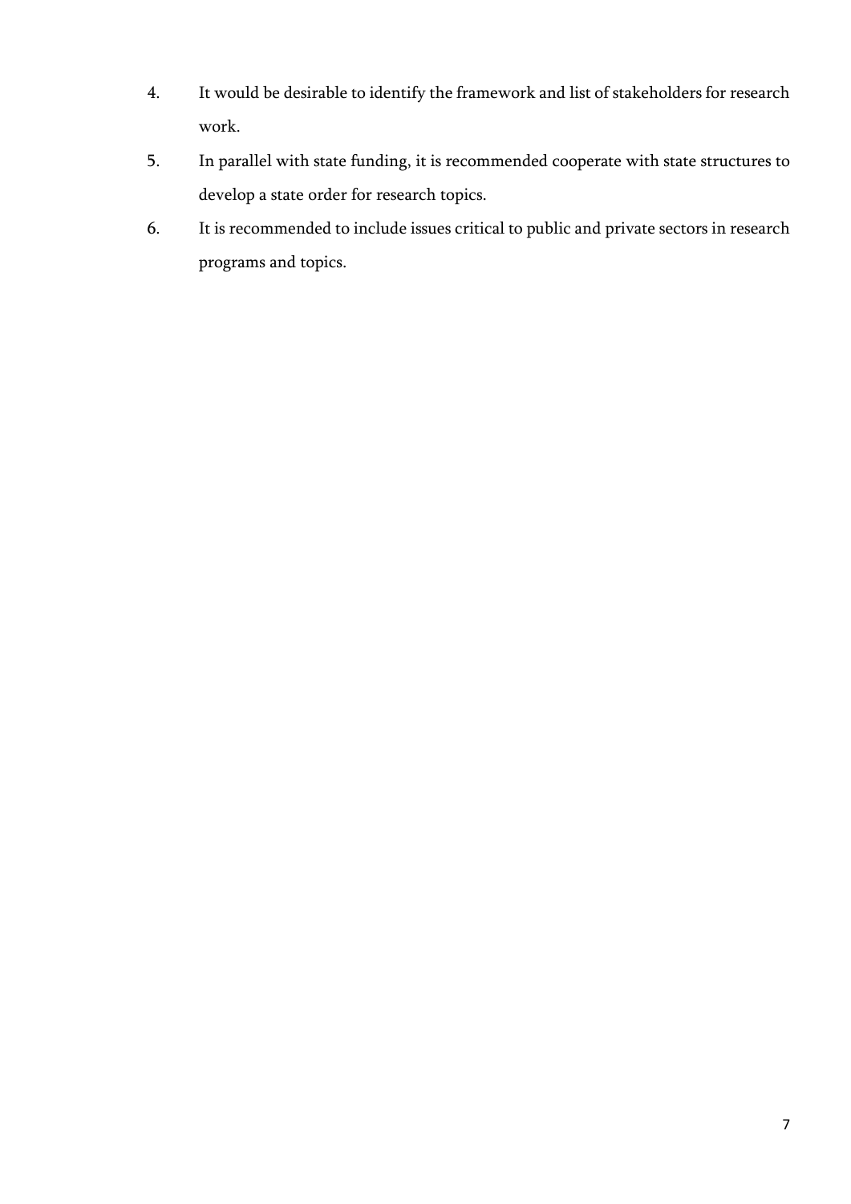4. It would be desirable to identify the framework and list of stakeholders for research work.
5. In parallel with state funding, it is recommended cooperate with state structures to develop a state order for research topics.
6. It is recommended to include issues critical to public and private sectors in research programs and topics.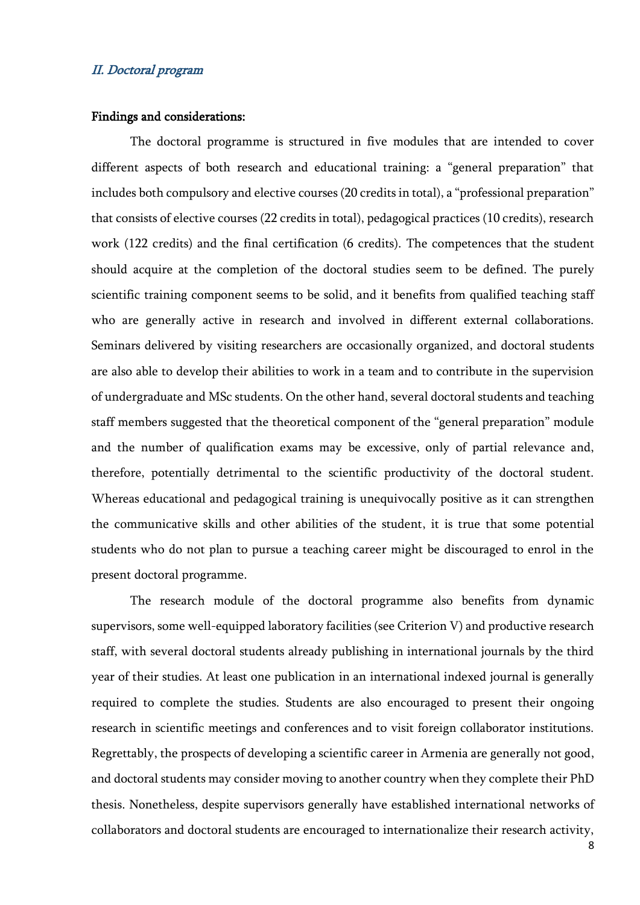## *II. Doctoral program*

**Findings and considerations:**

The doctoral programme is structured in five modules that are intended to cover different aspects of both research and educational training: a "general preparation" that includes both compulsory and elective courses (20 credits in total), a "professional preparation" that consists of elective courses (22 credits in total), pedagogical practices (10 credits), research work (122 credits) and the final certification (6 credits). The competences that the student should acquire at the completion of the doctoral studies seem to be defined. The purely scientific training component seems to be solid, and it benefits from qualified teaching staff who are generally active in research and involved in different external collaborations. Seminars delivered by visiting researchers are occasionally organized, and doctoral students are also able to develop their abilities to work in a team and to contribute in the supervision of undergraduate and MSc students. On the other hand, several doctoral students and teaching staff members suggested that the theoretical component of the "general preparation" module and the number of qualification exams may be excessive, only of partial relevance and, therefore, potentially detrimental to the scientific productivity of the doctoral student. Whereas educational and pedagogical training is unequivocally positive as it can strengthen the communicative skills and other abilities of the student, it is true that some potential students who do not plan to pursue a teaching career might be discouraged to enrol in the present doctoral programme.

The research module of the doctoral programme also benefits from dynamic supervisors, some well-equipped laboratory facilities (see Criterion V) and productive research staff, with several doctoral students already publishing in international journals by the third year of their studies. At least one publication in an international indexed journal is generally required to complete the studies. Students are also encouraged to present their ongoing research in scientific meetings and conferences and to visit foreign collaborator institutions. Regrettably, the prospects of developing a scientific career in Armenia are generally not good, and doctoral students may consider moving to another country when they complete their PhD thesis. Nonetheless, despite supervisors generally have established international networks of collaborators and doctoral students are encouraged to internationalize their research activity,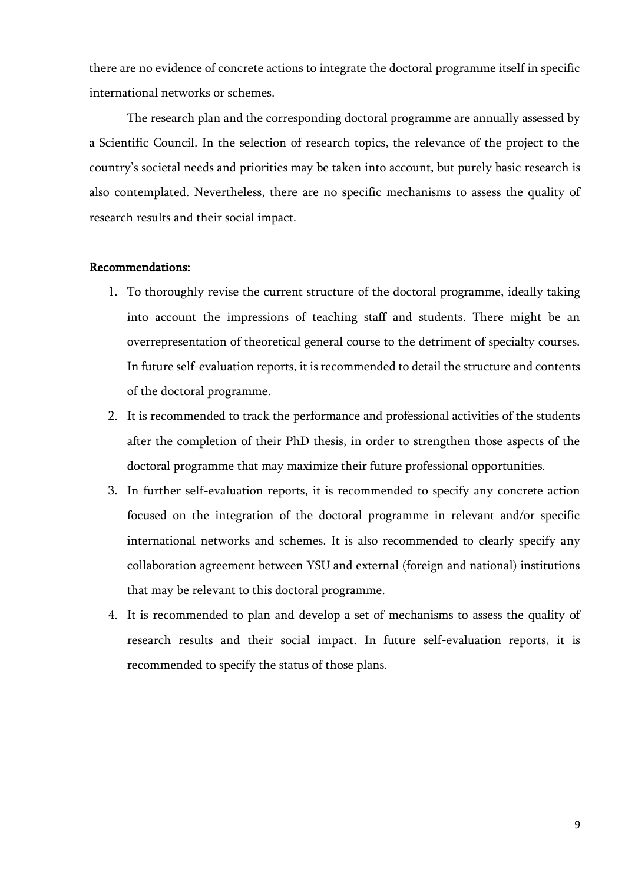there are no evidence of concrete actions to integrate the doctoral programme itself in specific international networks or schemes.

The research plan and the corresponding doctoral programme are annually assessed by a Scientific Council. In the selection of research topics, the relevance of the project to the country's societal needs and priorities may be taken into account, but purely basic research is also contemplated. Nevertheless, there are no specific mechanisms to assess the quality of research results and their social impact.

**Recommendations:**

1. To thoroughly revise the current structure of the doctoral programme, ideally taking into account the impressions of teaching staff and students. There might be an overrepresentation of theoretical general course to the detriment of specialty courses. In future self-evaluation reports, it is recommended to detail the structure and contents of the doctoral programme.
2. It is recommended to track the performance and professional activities of the students after the completion of their PhD thesis, in order to strengthen those aspects of the doctoral programme that may maximize their future professional opportunities.
3. In further self-evaluation reports, it is recommended to specify any concrete action focused on the integration of the doctoral programme in relevant and/or specific international networks and schemes. It is also recommended to clearly specify any collaboration agreement between YSU and external (foreign and national) institutions that may be relevant to this doctoral programme.
4. It is recommended to plan and develop a set of mechanisms to assess the quality of research results and their social impact. In future self-evaluation reports, it is recommended to specify the status of those plans.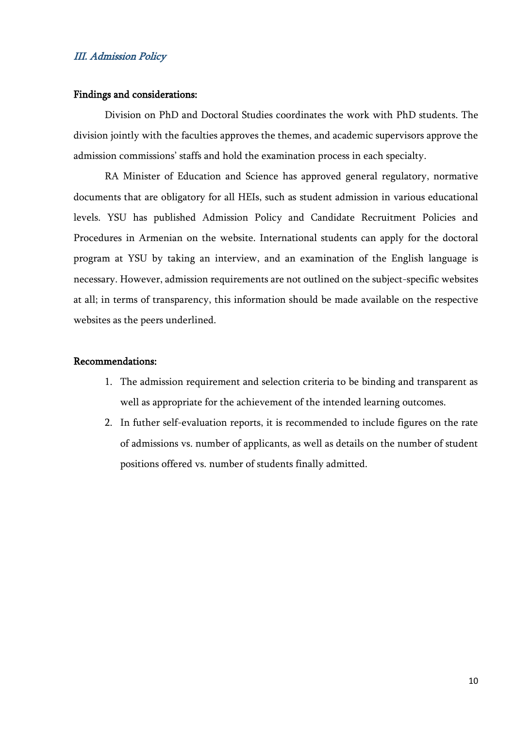### *III. Admission Policy*

**Findings and considerations:**

Division on PhD and Doctoral Studies coordinates the work with PhD students. The division jointly with the faculties approves the themes, and academic supervisors approve the admission commissions' staffs and hold the examination process in each specialty.

RA Minister of Education and Science has approved general regulatory, normative documents that are obligatory for all HEIs, such as student admission in various educational levels. YSU has published Admission Policy and Candidate Recruitment Policies and Procedures in Armenian on the website. International students can apply for the doctoral program at YSU by taking an interview, and an examination of the English language is necessary. However, admission requirements are not outlined on the subject-specific websites at all; in terms of transparency, this information should be made available on the respective websites as the peers underlined.

**Recommendations:**

1. The admission requirement and selection criteria to be binding and transparent as well as appropriate for the achievement of the intended learning outcomes.
2. In futher self-evaluation reports, it is recommended to include figures on the rate of admissions vs. number of applicants, as well as details on the number of student positions offered vs. number of students finally admitted.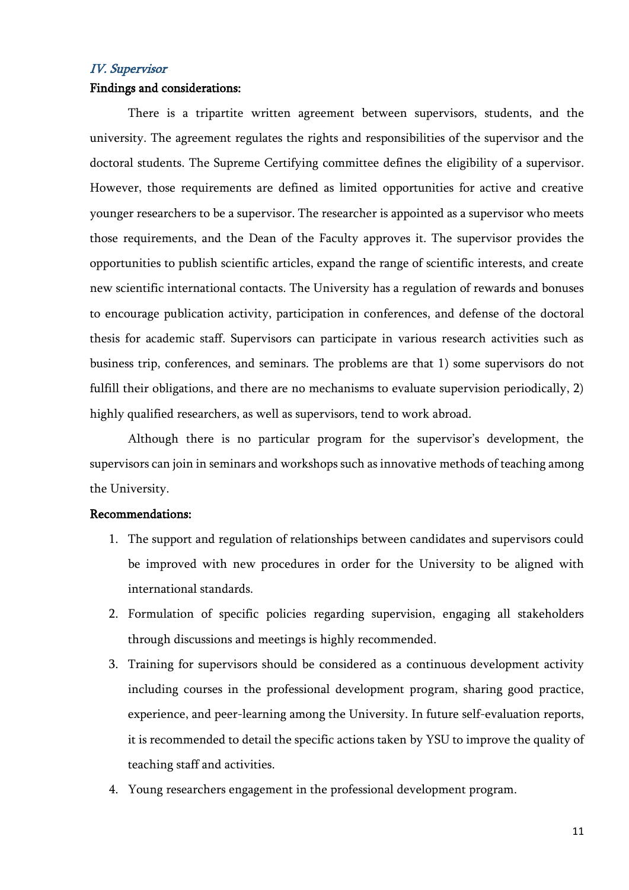## *IV. Supervisor*

**Findings and considerations:**

There is a tripartite written agreement between supervisors, students, and the university. The agreement regulates the rights and responsibilities of the supervisor and the doctoral students. The Supreme Certifying committee defines the eligibility of a supervisor. However, those requirements are defined as limited opportunities for active and creative younger researchers to be a supervisor. The researcher is appointed as a supervisor who meets those requirements, and the Dean of the Faculty approves it. The supervisor provides the opportunities to publish scientific articles, expand the range of scientific interests, and create new scientific international contacts. The University has a regulation of rewards and bonuses to encourage publication activity, participation in conferences, and defense of the doctoral thesis for academic staff. Supervisors can participate in various research activities such as business trip, conferences, and seminars. The problems are that 1) some supervisors do not fulfill their obligations, and there are no mechanisms to evaluate supervision periodically, 2) highly qualified researchers, as well as supervisors, tend to work abroad.

Although there is no particular program for the supervisor's development, the supervisors can join in seminars and workshops such as innovative methods of teaching among the University.

**Recommendations:**

1. The support and regulation of relationships between candidates and supervisors could be improved with new procedures in order for the University to be aligned with international standards.
2. Formulation of specific policies regarding supervision, engaging all stakeholders through discussions and meetings is highly recommended.
3. Training for supervisors should be considered as a continuous development activity including courses in the professional development program, sharing good practice, experience, and peer-learning among the University. In future self-evaluation reports, it is recommended to detail the specific actions taken by YSU to improve the quality of teaching staff and activities.
4. Young researchers engagement in the professional development program.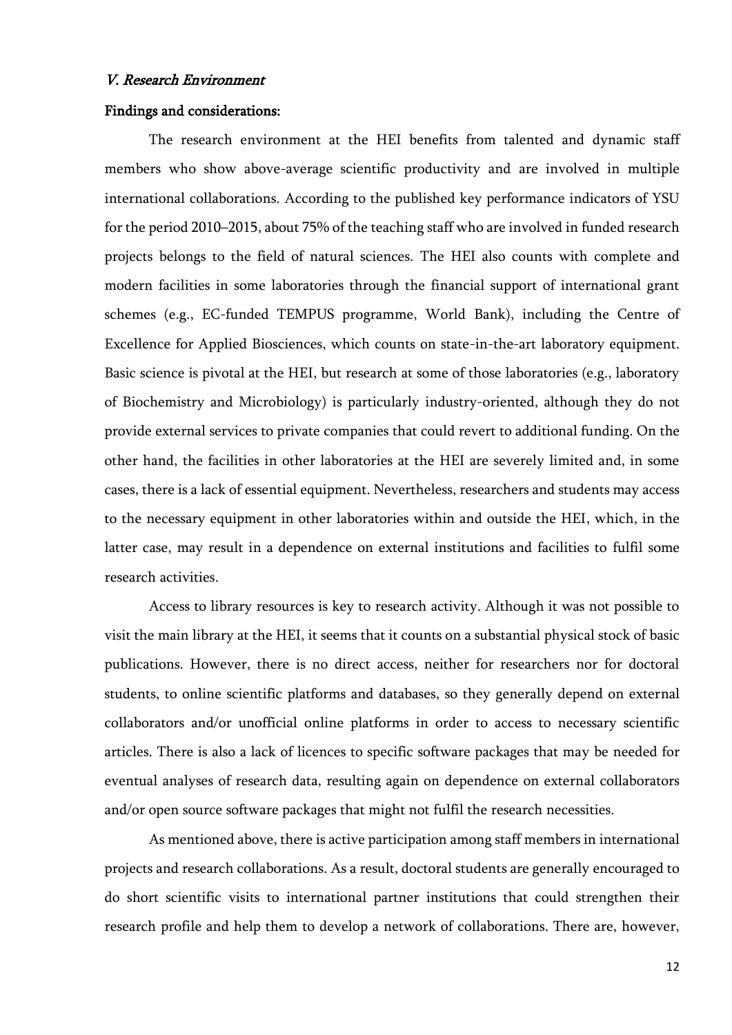## *V. Research Environment*

**Findings and considerations:**

The research environment at the HEI benefits from talented and dynamic staff members who show above-average scientific productivity and are involved in multiple international collaborations. According to the published key performance indicators of YSU for the period 2010–2015, about 75% of the teaching staff who are involved in funded research projects belongs to the field of natural sciences. The HEI also counts with complete and modern facilities in some laboratories through the financial support of international grant schemes (e.g., EC-funded TEMPUS programme, World Bank), including the Centre of Excellence for Applied Biosciences, which counts on state-in-the-art laboratory equipment. Basic science is pivotal at the HEI, but research at some of those laboratories (e.g., laboratory of Biochemistry and Microbiology) is particularly industry-oriented, although they do not provide external services to private companies that could revert to additional funding. On the other hand, the facilities in other laboratories at the HEI are severely limited and, in some cases, there is a lack of essential equipment. Nevertheless, researchers and students may access to the necessary equipment in other laboratories within and outside the HEI, which, in the latter case, may result in a dependence on external institutions and facilities to fulfil some research activities.

Access to library resources is key to research activity. Although it was not possible to visit the main library at the HEI, it seems that it counts on a substantial physical stock of basic publications. However, there is no direct access, neither for researchers nor for doctoral students, to online scientific platforms and databases, so they generally depend on external collaborators and/or unofficial online platforms in order to access to necessary scientific articles. There is also a lack of licences to specific software packages that may be needed for eventual analyses of research data, resulting again on dependence on external collaborators and/or open source software packages that might not fulfil the research necessities.

As mentioned above, there is active participation among staff members in international projects and research collaborations. As a result, doctoral students are generally encouraged to do short scientific visits to international partner institutions that could strengthen their research profile and help them to develop a network of collaborations. There are, however,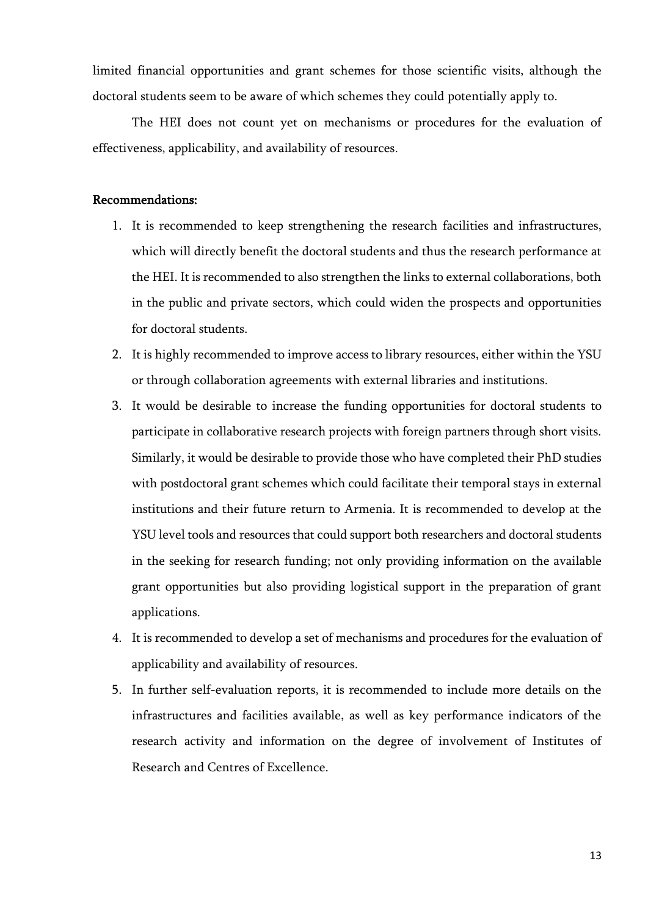limited financial opportunities and grant schemes for those scientific visits, although the doctoral students seem to be aware of which schemes they could potentially apply to.

The HEI does not count yet on mechanisms or procedures for the evaluation of effectiveness, applicability, and availability of resources.

**Recommendations:**

1. It is recommended to keep strengthening the research facilities and infrastructures, which will directly benefit the doctoral students and thus the research performance at the HEI. It is recommended to also strengthen the links to external collaborations, both in the public and private sectors, which could widen the prospects and opportunities for doctoral students.
2. It is highly recommended to improve access to library resources, either within the YSU or through collaboration agreements with external libraries and institutions.
3. It would be desirable to increase the funding opportunities for doctoral students to participate in collaborative research projects with foreign partners through short visits. Similarly, it would be desirable to provide those who have completed their PhD studies with postdoctoral grant schemes which could facilitate their temporal stays in external institutions and their future return to Armenia. It is recommended to develop at the YSU level tools and resources that could support both researchers and doctoral students in the seeking for research funding; not only providing information on the available grant opportunities but also providing logistical support in the preparation of grant applications.
4. It is recommended to develop a set of mechanisms and procedures for the evaluation of applicability and availability of resources.
5. In further self-evaluation reports, it is recommended to include more details on the infrastructures and facilities available, as well as key performance indicators of the research activity and information on the degree of involvement of Institutes of Research and Centres of Excellence.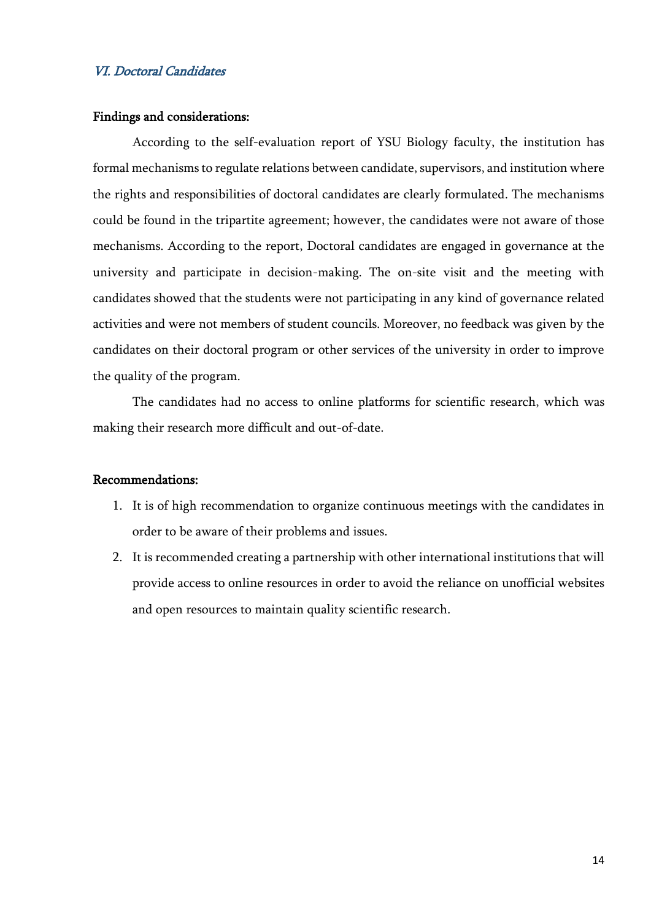## *VI. Doctoral Candidates*

**Findings and considerations:**

According to the self-evaluation report of YSU Biology faculty, the institution has formal mechanisms to regulate relations between candidate, supervisors, and institution where the rights and responsibilities of doctoral candidates are clearly formulated. The mechanisms could be found in the tripartite agreement; however, the candidates were not aware of those mechanisms. According to the report, Doctoral candidates are engaged in governance at the university and participate in decision-making. The on-site visit and the meeting with candidates showed that the students were not participating in any kind of governance related activities and were not members of student councils. Moreover, no feedback was given by the candidates on their doctoral program or other services of the university in order to improve the quality of the program.

The candidates had no access to online platforms for scientific research, which was making their research more difficult and out-of-date.

**Recommendations:**

1. It is of high recommendation to organize continuous meetings with the candidates in order to be aware of their problems and issues.
2. It is recommended creating a partnership with other international institutions that will provide access to online resources in order to avoid the reliance on unofficial websites and open resources to maintain quality scientific research.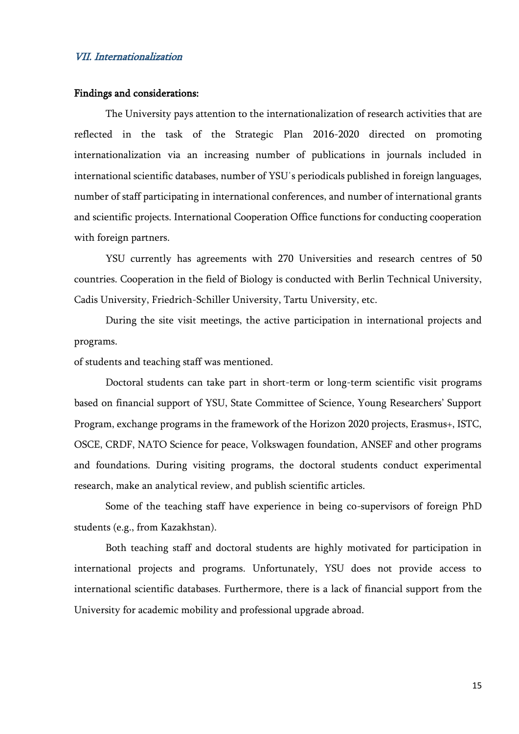## *VII. Internationalization*

**Findings and considerations:**

The University pays attention to the internationalization of research activities that are reflected in the task of the Strategic Plan 2016-2020 directed on promoting internationalization via an increasing number of publications in journals included in international scientific databases, number of YSU's periodicals published in foreign languages, number of staff participating in international conferences, and number of international grants and scientific projects. International Cooperation Office functions for conducting cooperation with foreign partners.

YSU currently has agreements with 270 Universities and research centres of 50 countries. Cooperation in the field of Biology is conducted with Berlin Technical University, Cadis University, Friedrich-Schiller University, Tartu University, etc.

During the site visit meetings, the active participation in international projects and programs.

of students and teaching staff was mentioned.

Doctoral students can take part in short-term or long-term scientific visit programs based on financial support of YSU, State Committee of Science, Young Researchers' Support Program, exchange programs in the framework of the Horizon 2020 projects, Erasmus+, ISTC, OSCE, CRDF, NATO Science for peace, Volkswagen foundation, ANSEF and other programs and foundations. During visiting programs, the doctoral students conduct experimental research, make an analytical review, and publish scientific articles.

Some of the teaching staff have experience in being co-supervisors of foreign PhD students (e.g., from Kazakhstan).

Both teaching staff and doctoral students are highly motivated for participation in international projects and programs. Unfortunately, YSU does not provide access to international scientific databases. Furthermore, there is a lack of financial support from the University for academic mobility and professional upgrade abroad.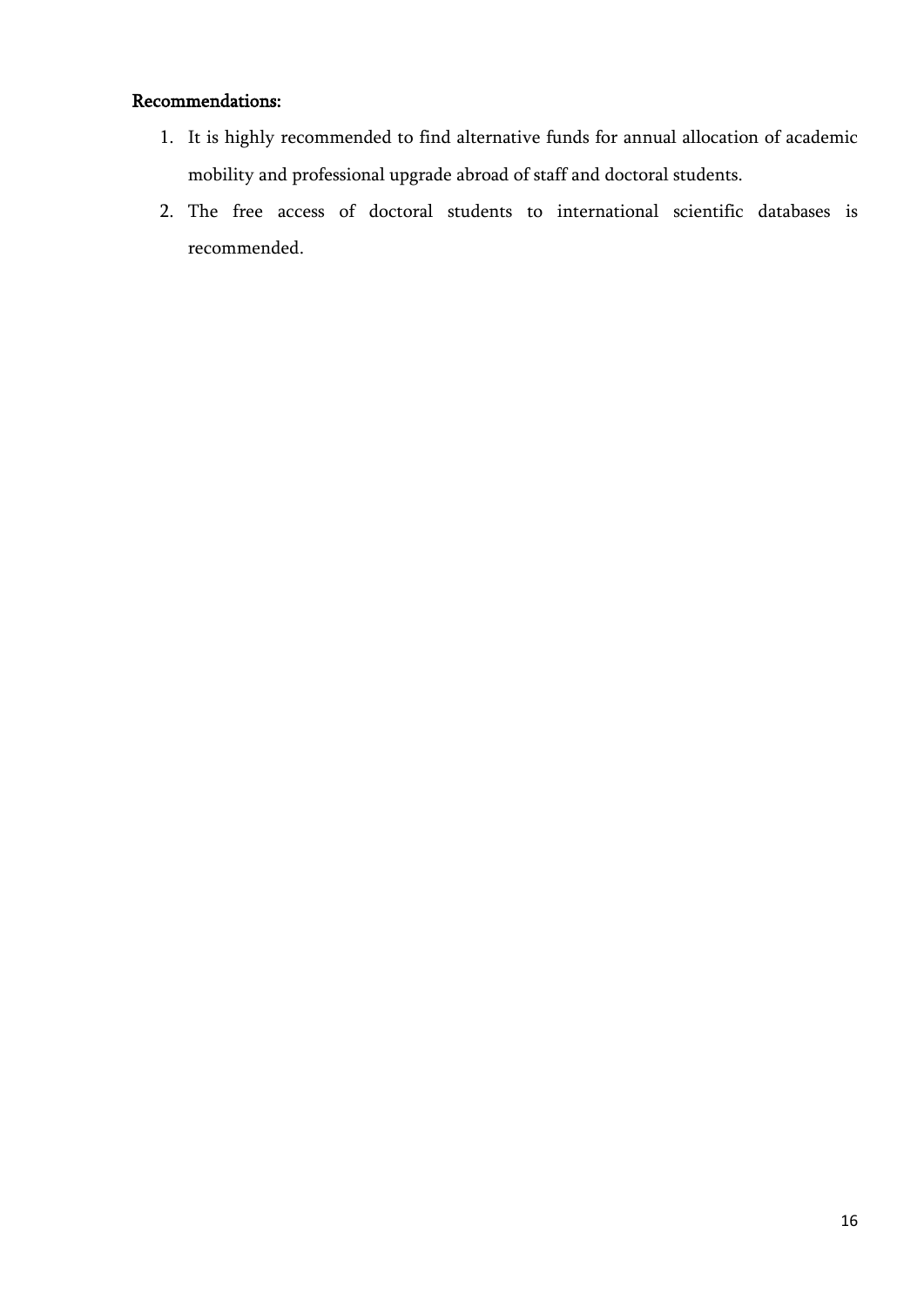**Recommendations:**

1. It is highly recommended to find alternative funds for annual allocation of academic mobility and professional upgrade abroad of staff and doctoral students.
2. The free access of doctoral students to international scientific databases is recommended.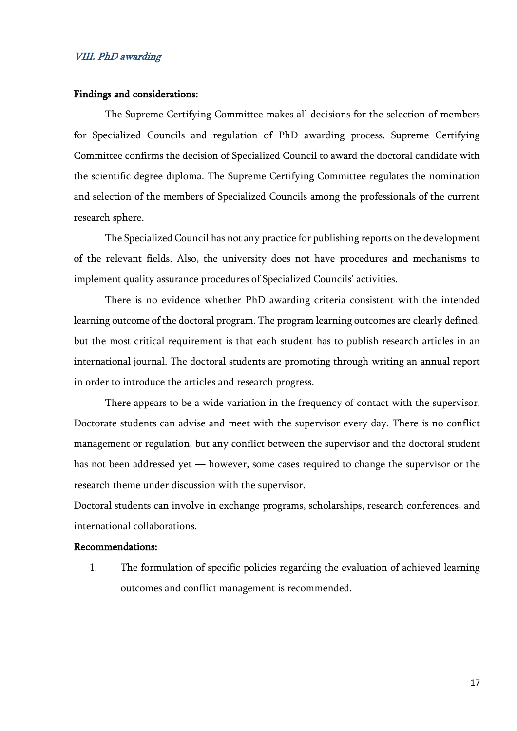## *VIII. PhD awarding*

**Findings and considerations:**

The Supreme Certifying Committee makes all decisions for the selection of members for Specialized Councils and regulation of PhD awarding process. Supreme Certifying Committee confirms the decision of Specialized Council to award the doctoral candidate with the scientific degree diploma. The Supreme Certifying Committee regulates the nomination and selection of the members of Specialized Councils among the professionals of the current research sphere.

The Specialized Council has not any practice for publishing reports on the development of the relevant fields. Also, the university does not have procedures and mechanisms to implement quality assurance procedures of Specialized Councils' activities.

There is no evidence whether PhD awarding criteria consistent with the intended learning outcome of the doctoral program. The program learning outcomes are clearly defined, but the most critical requirement is that each student has to publish research articles in an international journal. The doctoral students are promoting through writing an annual report in order to introduce the articles and research progress.

There appears to be a wide variation in the frequency of contact with the supervisor. Doctorate students can advise and meet with the supervisor every day. There is no conflict management or regulation, but any conflict between the supervisor and the doctoral student has not been addressed yet — however, some cases required to change the supervisor or the research theme under discussion with the supervisor.

Doctoral students can involve in exchange programs, scholarships, research conferences, and international collaborations.

**Recommendations:**

1. The formulation of specific policies regarding the evaluation of achieved learning outcomes and conflict management is recommended.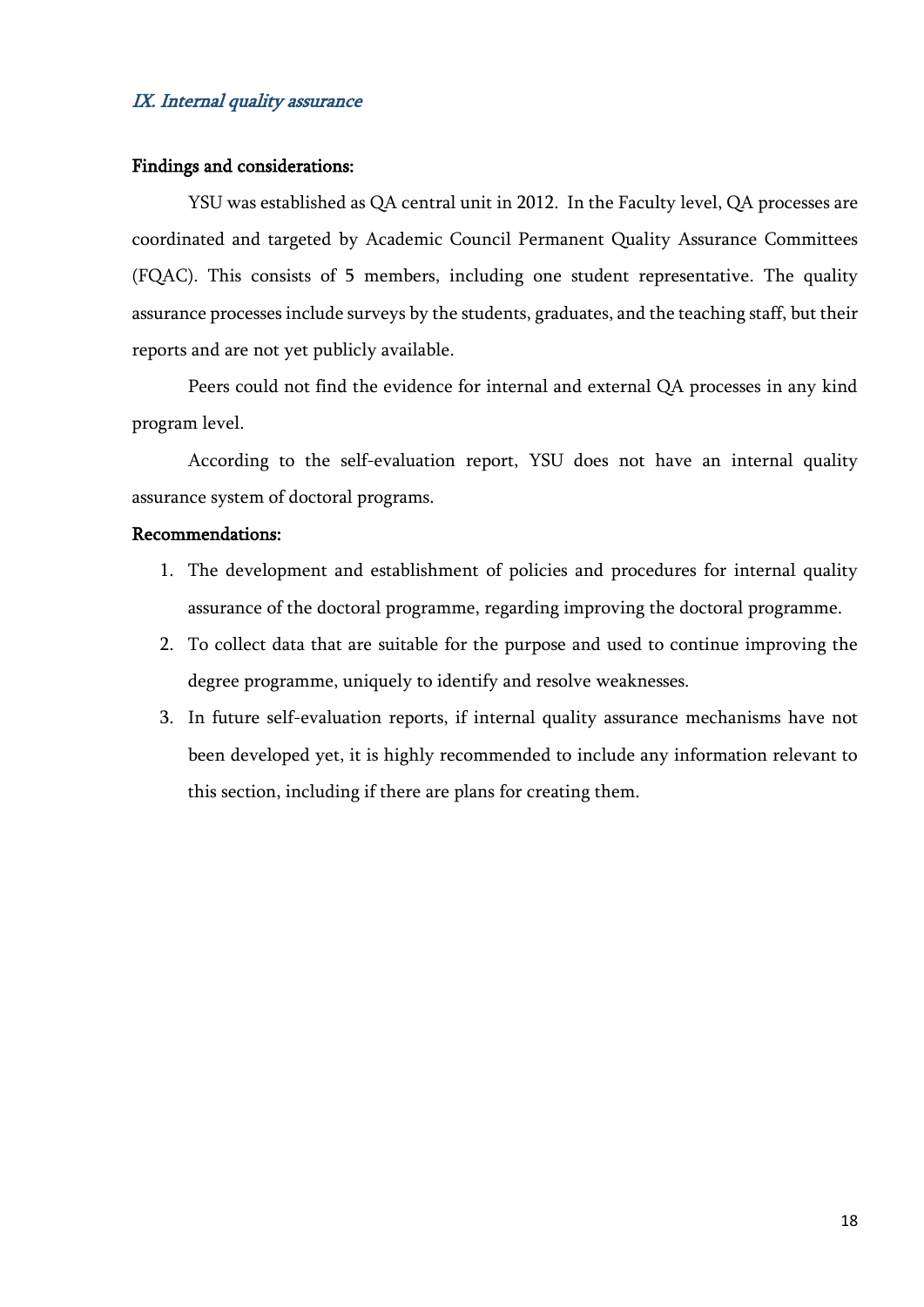## *IX. Internal quality assurance*

**Findings and considerations:**

YSU was established as QA central unit in 2012. In the Faculty level, QA processes are coordinated and targeted by Academic Council Permanent Quality Assurance Committees (FQAC). This consists of 5 members, including one student representative. The quality assurance processes include surveys by the students, graduates, and the teaching staff, but their reports and are not yet publicly available.

Peers could not find the evidence for internal and external QA processes in any kind program level.

According to the self-evaluation report, YSU does not have an internal quality assurance system of doctoral programs.

**Recommendations:**

1. The development and establishment of policies and procedures for internal quality assurance of the doctoral programme, regarding improving the doctoral programme.
2. To collect data that are suitable for the purpose and used to continue improving the degree programme, uniquely to identify and resolve weaknesses.
3. In future self-evaluation reports, if internal quality assurance mechanisms have not been developed yet, it is highly recommended to include any information relevant to this section, including if there are plans for creating them.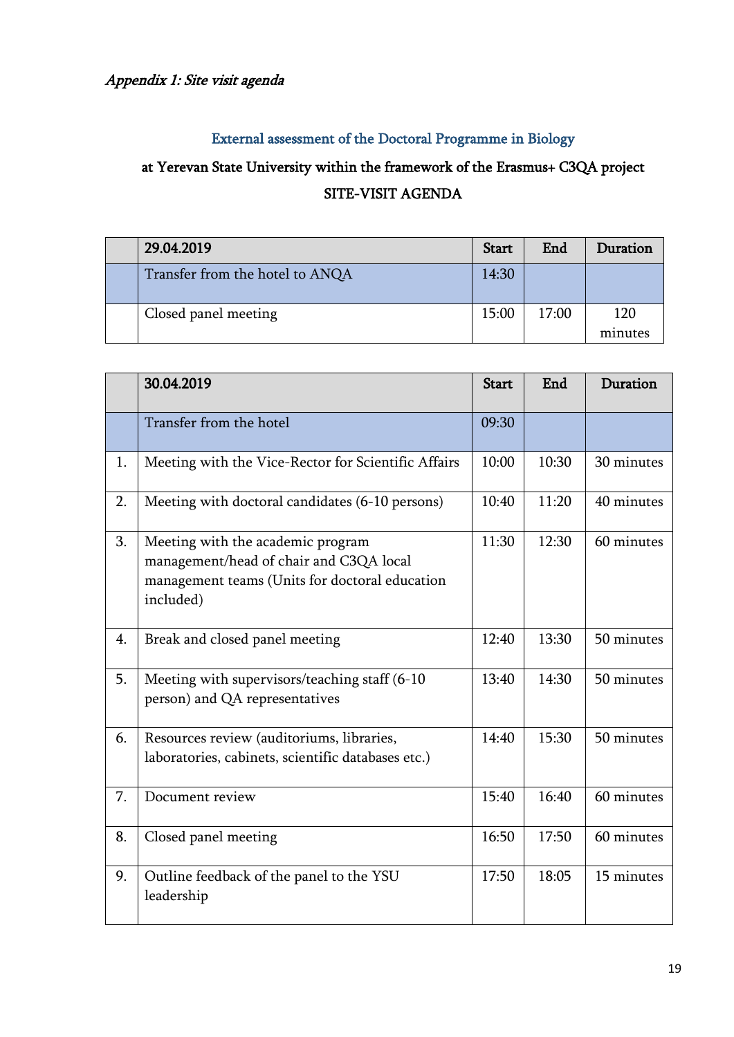*Appendix 1: Site visit agenda*

## External assessment of the Doctoral Programme in Biology

### at Yerevan State University within the framework of the Erasmus+ C3QA project

### SITE-VISIT AGENDA

| | 29.04.2019 | Start | End | Duration |
|---|---|---|---|---|
| | Transfer from the hotel to ANQA | 14:30 | | |
| | Closed panel meeting | 15:00 | 17:00 | 120 minutes |

| | 30.04.2019 | Start | End | Duration |
|---|---|---|---|---|
| | Transfer from the hotel | 09:30 | | |
| 1. | Meeting with the Vice-Rector for Scientific Affairs | 10:00 | 10:30 | 30 minutes |
| 2. | Meeting with doctoral candidates (6-10 persons) | 10:40 | 11:20 | 40 minutes |
| 3. | Meeting with the academic program management/head of chair and C3QA local management teams (Units for doctoral education included) | 11:30 | 12:30 | 60 minutes |
| 4. | Break and closed panel meeting | 12:40 | 13:30 | 50 minutes |
| 5. | Meeting with supervisors/teaching staff (6-10 person) and QA representatives | 13:40 | 14:30 | 50 minutes |
| 6. | Resources review (auditoriums, libraries, laboratories, cabinets, scientific databases etc.) | 14:40 | 15:30 | 50 minutes |
| 7. | Document review | 15:40 | 16:40 | 60 minutes |
| 8. | Closed panel meeting | 16:50 | 17:50 | 60 minutes |
| 9. | Outline feedback of the panel to the YSU leadership | 17:50 | 18:05 | 15 minutes |